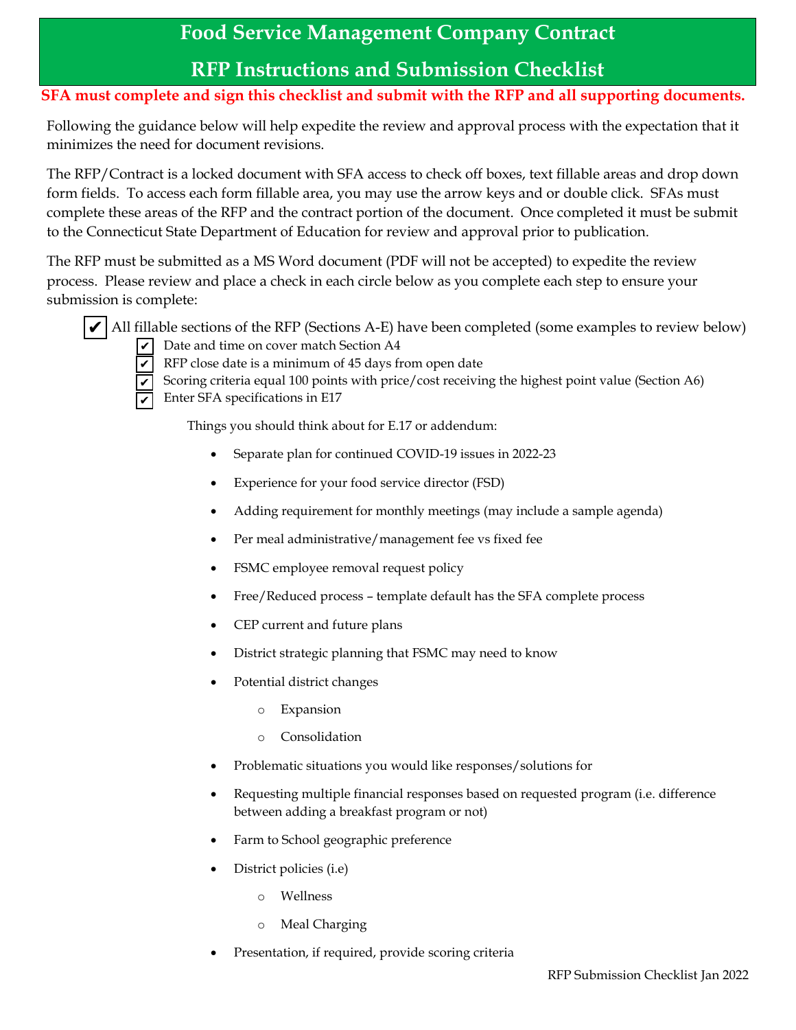# Food Service Management Company Contract

# RFP Instructions and Submission Checklist

**SFA must complete and sign this checklist and submit with the RFP and all supporting documents.**

Following the guidance below will help expedite the review and approval process with the expectation that it minimizes the need for document revisions.

The RFP/Contract is a locked document with SFA access to check off boxes, text fillable areas and drop down form fields. To access each form fillable area, you may use the arrow keys and or double click. SFAs must complete these areas of the RFP and the contract portion of the document. Once completed it must be submit to the Connecticut State Department of Education for review and approval prior to publication.

The RFP must be submitted as a MS Word document (PDF will not be accepted) to expedite the review process. Please review and place a check in each circle below as you complete each step to ensure your submission is complete:

- ☑ All fillable sections of the RFP (Sections A-E) have been completed (some examples to review below)
  - ☑ Date and time on cover match Section A4
  - ☑ RFP close date is a minimum of 45 days from open date
  - ☑ Scoring criteria equal 100 points with price/cost receiving the highest point value (Section A6)
  - ☑ Enter SFA specifications in E17

Things you should think about for E.17 or addendum:

- Separate plan for continued COVID-19 issues in 2022-23
- Experience for your food service director (FSD)
- Adding requirement for monthly meetings (may include a sample agenda)
- Per meal administrative/management fee vs fixed fee
- FSMC employee removal request policy
- Free/Reduced process – template default has the SFA complete process
- CEP current and future plans
- District strategic planning that FSMC may need to know
- Potential district changes
  - Expansion
  - Consolidation
- Problematic situations you would like responses/solutions for
- Requesting multiple financial responses based on requested program (i.e. difference between adding a breakfast program or not)
- Farm to School geographic preference
- District policies (i.e)
  - Wellness
  - Meal Charging
- Presentation, if required, provide scoring criteria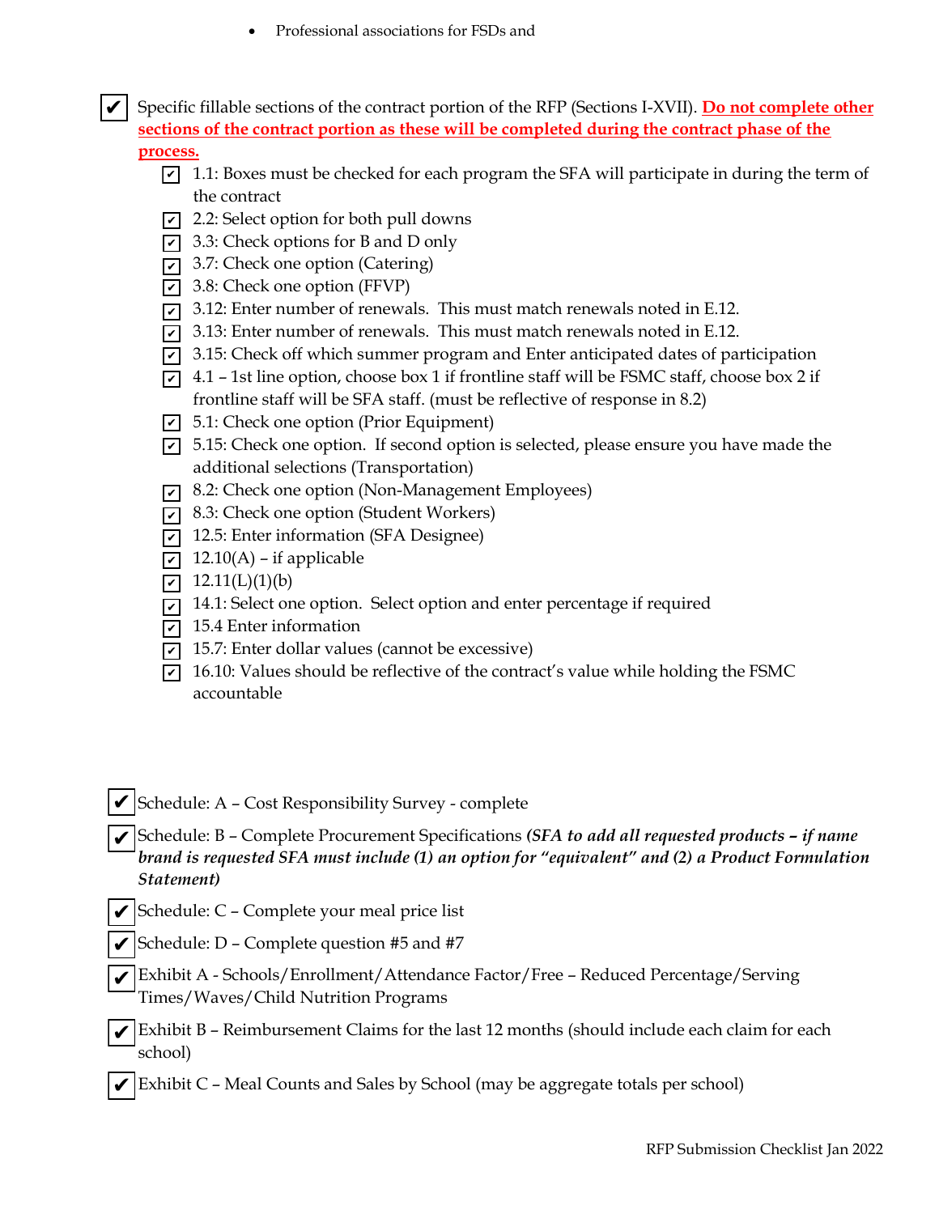- Professional associations for FSDs and

- [x] Specific fillable sections of the contract portion of the RFP (Sections I-XVII). **Do not complete other sections of the contract portion as these will be completed during the contract phase of the process.**
  - [x] 1.1: Boxes must be checked for each program the SFA will participate in during the term of the contract
  - [x] 2.2: Select option for both pull downs
  - [x] 3.3: Check options for B and D only
  - [x] 3.7: Check one option (Catering)
  - [x] 3.8: Check one option (FFVP)
  - [x] 3.12: Enter number of renewals. This must match renewals noted in E.12.
  - [x] 3.13: Enter number of renewals. This must match renewals noted in E.12.
  - [x] 3.15: Check off which summer program and Enter anticipated dates of participation
  - [x] 4.1 – 1st line option, choose box 1 if frontline staff will be FSMC staff, choose box 2 if frontline staff will be SFA staff. (must be reflective of response in 8.2)
  - [x] 5.1: Check one option (Prior Equipment)
  - [x] 5.15: Check one option. If second option is selected, please ensure you have made the additional selections (Transportation)
  - [x] 8.2: Check one option (Non-Management Employees)
  - [x] 8.3: Check one option (Student Workers)
  - [x] 12.5: Enter information (SFA Designee)
  - [x] 12.10(A) – if applicable
  - [x] 12.11(L)(1)(b)
  - [x] 14.1: Select one option. Select option and enter percentage if required
  - [x] 15.4 Enter information
  - [x] 15.7: Enter dollar values (cannot be excessive)
  - [x] 16.10: Values should be reflective of the contract's value while holding the FSMC accountable

- [x] Schedule: A – Cost Responsibility Survey - complete
- [x] Schedule: B – Complete Procurement Specifications ***(SFA to add all requested products – if name brand is requested SFA must include (1) an option for "equivalent" and (2) a Product Formulation Statement)***
- [x] Schedule: C – Complete your meal price list
- [x] Schedule: D – Complete question #5 and #7
- [x] Exhibit A - Schools/Enrollment/Attendance Factor/Free – Reduced Percentage/Serving Times/Waves/Child Nutrition Programs
- [x] Exhibit B – Reimbursement Claims for the last 12 months (should include each claim for each school)
- [x] Exhibit C – Meal Counts and Sales by School (may be aggregate totals per school)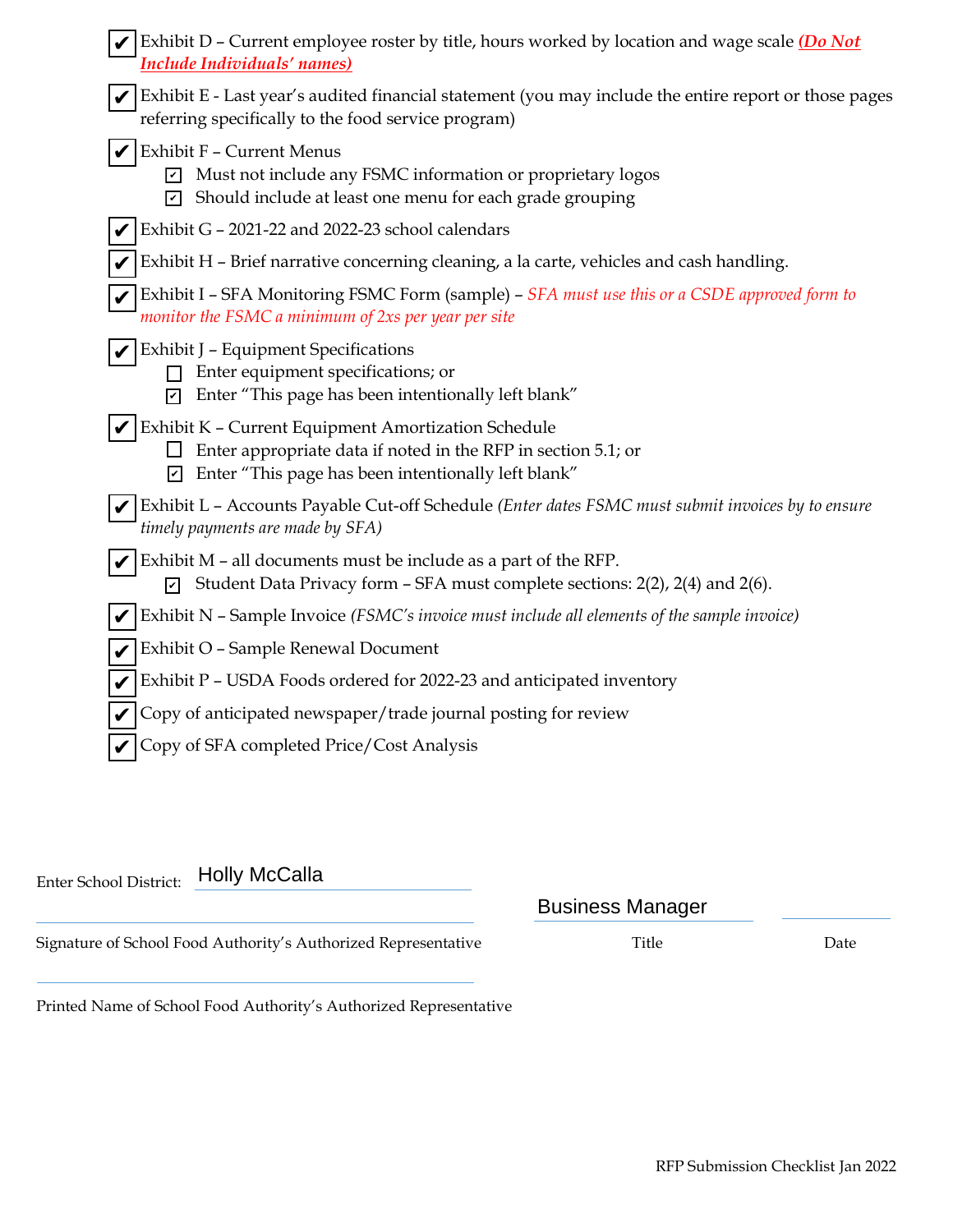- [x] Exhibit D – Current employee roster by title, hours worked by location and wage scale ***(Do Not Include Individuals' names)***
- [x] Exhibit E - Last year's audited financial statement (you may include the entire report or those pages referring specifically to the food service program)
- [x] Exhibit F – Current Menus
  - [x] Must not include any FSMC information or proprietary logos
  - [x] Should include at least one menu for each grade grouping
- [x] Exhibit G – 2021-22 and 2022-23 school calendars
- [x] Exhibit H – Brief narrative concerning cleaning, a la carte, vehicles and cash handling.
- [x] Exhibit I – SFA Monitoring FSMC Form (sample) – *SFA must use this or a CSDE approved form to monitor the FSMC a minimum of 2xs per year per site*
- [x] Exhibit J – Equipment Specifications
  - [ ] Enter equipment specifications; or
  - [x] Enter "This page has been intentionally left blank"
- [x] Exhibit K – Current Equipment Amortization Schedule
  - [ ] Enter appropriate data if noted in the RFP in section 5.1; or
  - [x] Enter "This page has been intentionally left blank"
- [x] Exhibit L – Accounts Payable Cut-off Schedule *(Enter dates FSMC must submit invoices by to ensure timely payments are made by SFA)*
- [x] Exhibit M – all documents must be include as a part of the RFP.
  - [x] Student Data Privacy form – SFA must complete sections: 2(2), 2(4) and 2(6).
- [x] Exhibit N – Sample Invoice *(FSMC's invoice must include all elements of the sample invoice)*
- [x] Exhibit O – Sample Renewal Document
- [x] Exhibit P – USDA Foods ordered for 2022-23 and anticipated inventory
- [x] Copy of anticipated newspaper/trade journal posting for review
- [x] Copy of SFA completed Price/Cost Analysis

Enter School District: Holly McCalla

Signature of School Food Authority's Authorized Representative ______________________ Title: Business Manager Date: ________

Printed Name of School Food Authority's Authorized Representative ______________________

RFP Submission Checklist Jan 2022